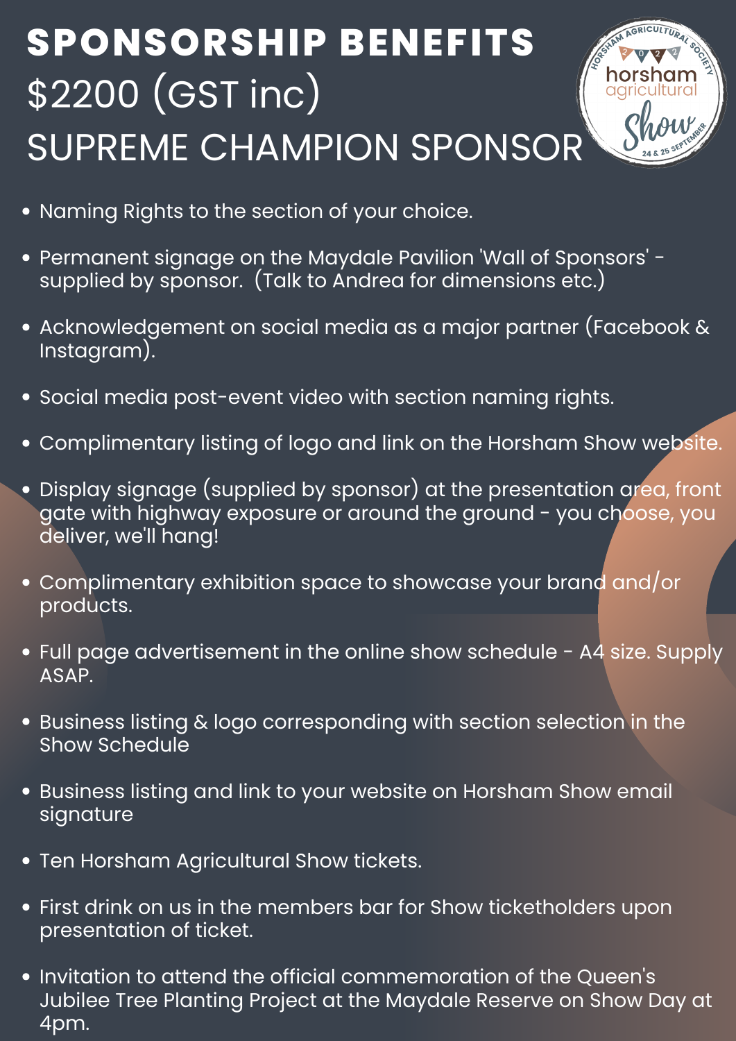# SPONSORSHIP BENEFITS

## $2200 (GST inc)

## SUPREME CHAMPION SPONSOR

horsham agricultural Show — Horsham Agricultural Society 2022 — 24 & 25 September

- Naming Rights to the section of your choice.
- Permanent signage on the Maydale Pavilion 'Wall of Sponsors' - supplied by sponsor. (Talk to Andrea for dimensions etc.)
- Acknowledgement on social media as a major partner (Facebook & Instagram).
- Social media post-event video with section naming rights.
- Complimentary listing of logo and link on the Horsham Show website.
- Display signage (supplied by sponsor) at the presentation area, front gate with highway exposure or around the ground - you choose, you deliver, we'll hang!
- Complimentary exhibition space to showcase your brand and/or products.
- Full page advertisement in the online show schedule - A4 size. Supply ASAP.
- Business listing & logo corresponding with section selection in the Show Schedule
- Business listing and link to your website on Horsham Show email signature
- Ten Horsham Agricultural Show tickets.
- First drink on us in the members bar for Show ticketholders upon presentation of ticket.
- Invitation to attend the official commemoration of the Queen's Jubilee Tree Planting Project at the Maydale Reserve on Show Day at 4pm.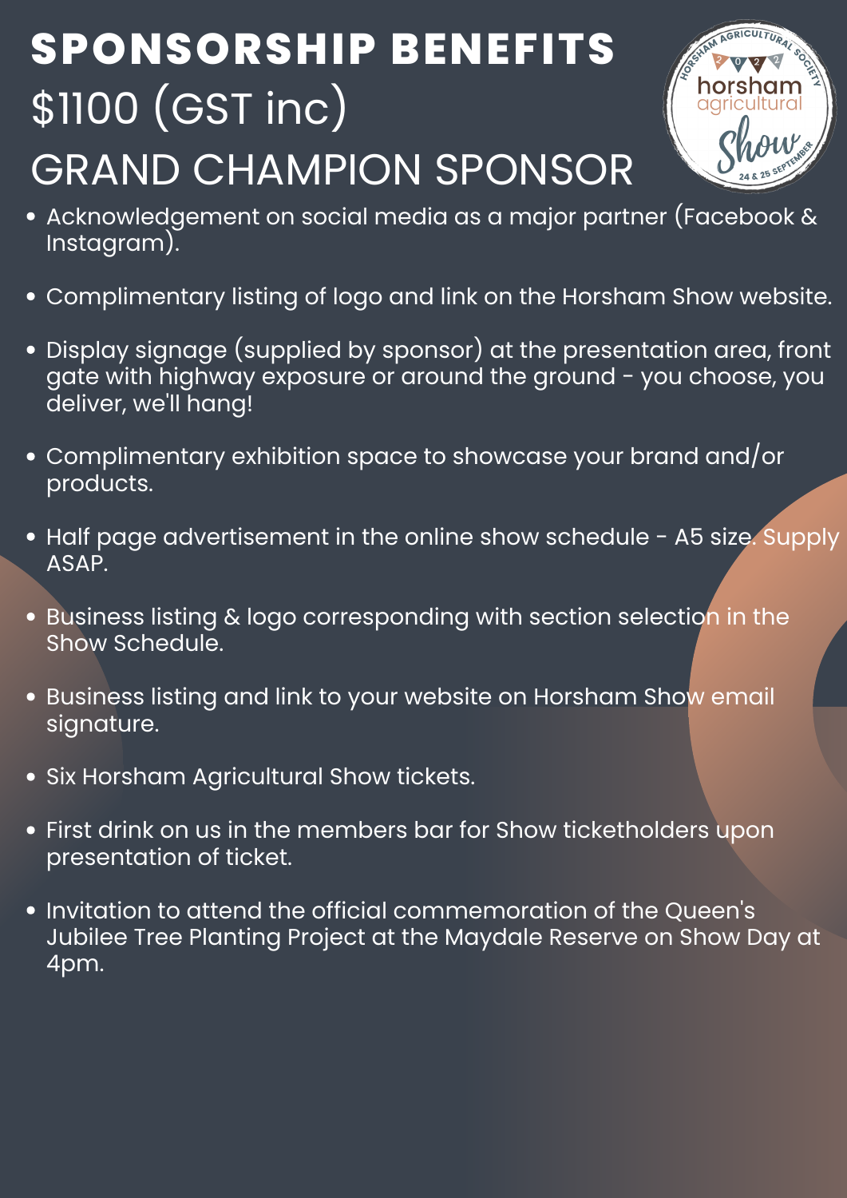# SPONSORSHIP BENEFITS

## $1100 (GST inc)

## GRAND CHAMPION SPONSOR

- Acknowledgement on social media as a major partner (Facebook & Instagram).
- Complimentary listing of logo and link on the Horsham Show website.
- Display signage (supplied by sponsor) at the presentation area, front gate with highway exposure or around the ground - you choose, you deliver, we'll hang!
- Complimentary exhibition space to showcase your brand and/or products.
- Half page advertisement in the online show schedule - A5 size. Supply ASAP.
- Business listing & logo corresponding with section selection in the Show Schedule.
- Business listing and link to your website on Horsham Show email signature.
- Six Horsham Agricultural Show tickets.
- First drink on us in the members bar for Show ticketholders upon presentation of ticket.
- Invitation to attend the official commemoration of the Queen's Jubilee Tree Planting Project at the Maydale Reserve on Show Day at 4pm.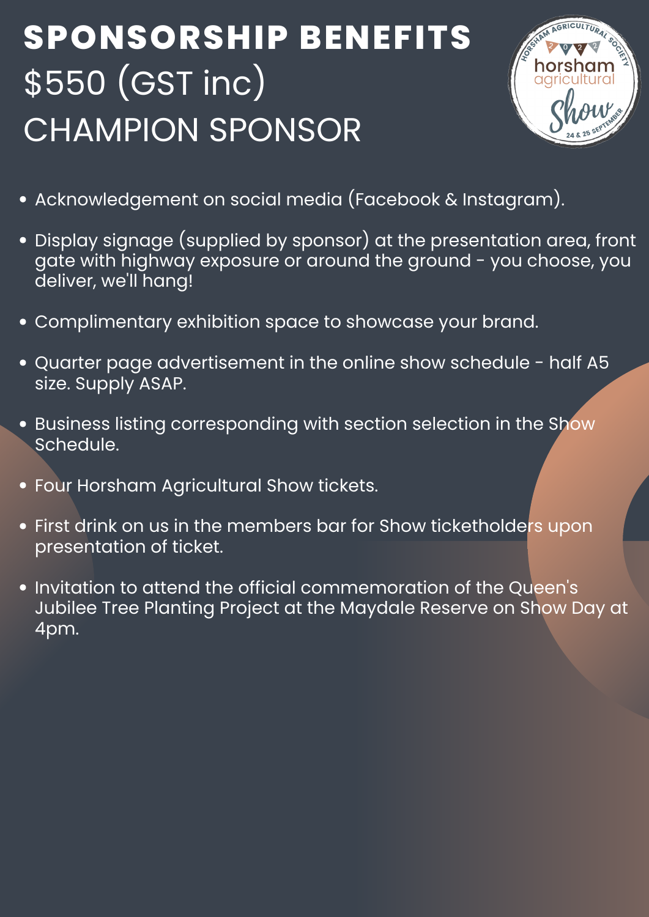# SPONSORSHIP BENEFITS

## $550 (GST inc)

## CHAMPION SPONSOR

- Acknowledgement on social media (Facebook & Instagram).
- Display signage (supplied by sponsor) at the presentation area, front gate with highway exposure or around the ground - you choose, you deliver, we'll hang!
- Complimentary exhibition space to showcase your brand.
- Quarter page advertisement in the online show schedule - half A5 size. Supply ASAP.
- Business listing corresponding with section selection in the Show Schedule.
- Four Horsham Agricultural Show tickets.
- First drink on us in the members bar for Show ticketholders upon presentation of ticket.
- Invitation to attend the official commemoration of the Queen's Jubilee Tree Planting Project at the Maydale Reserve on Show Day at 4pm.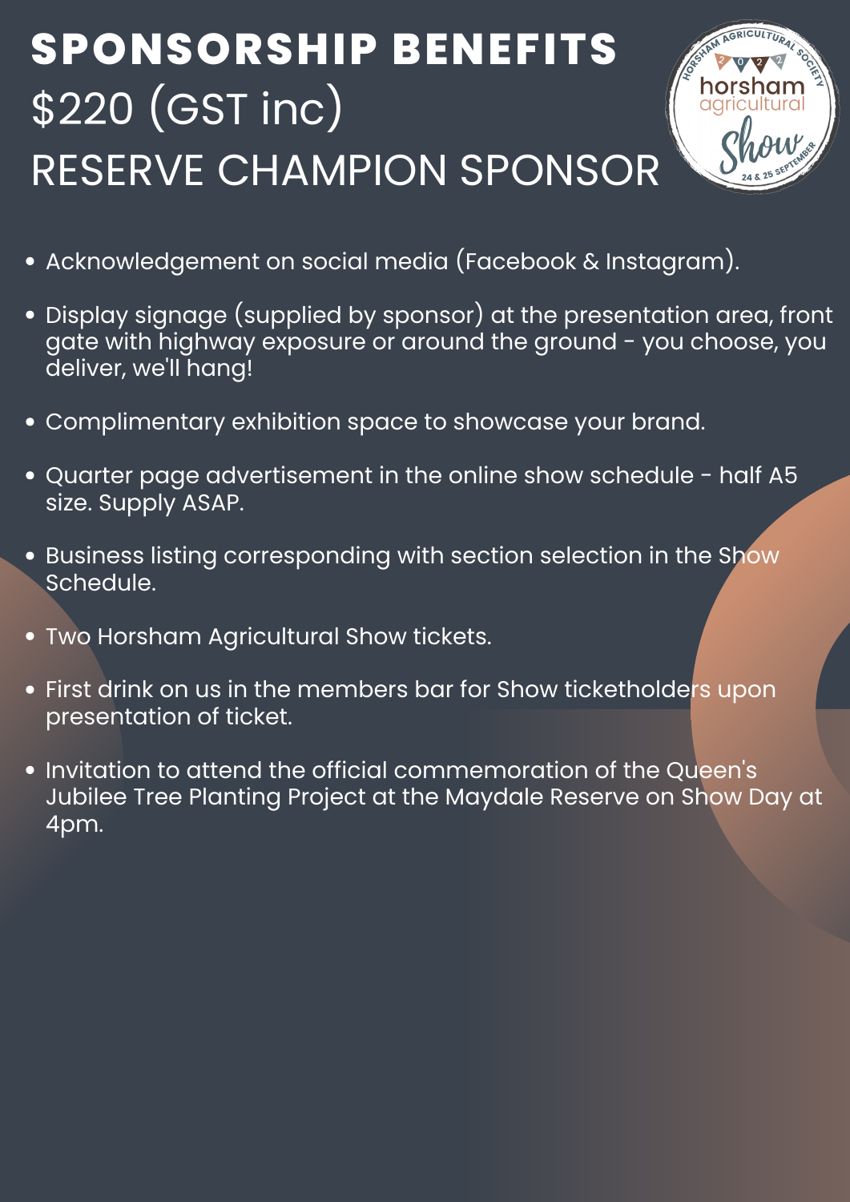# SPONSORSHIP BENEFITS

## $220 (GST inc)

## RESERVE CHAMPION SPONSOR

- Acknowledgement on social media (Facebook & Instagram).
- Display signage (supplied by sponsor) at the presentation area, front gate with highway exposure or around the ground - you choose, you deliver, we'll hang!
- Complimentary exhibition space to showcase your brand.
- Quarter page advertisement in the online show schedule - half A5 size. Supply ASAP.
- Business listing corresponding with section selection in the Show Schedule.
- Two Horsham Agricultural Show tickets.
- First drink on us in the members bar for Show ticketholders upon presentation of ticket.
- Invitation to attend the official commemoration of the Queen's Jubilee Tree Planting Project at the Maydale Reserve on Show Day at 4pm.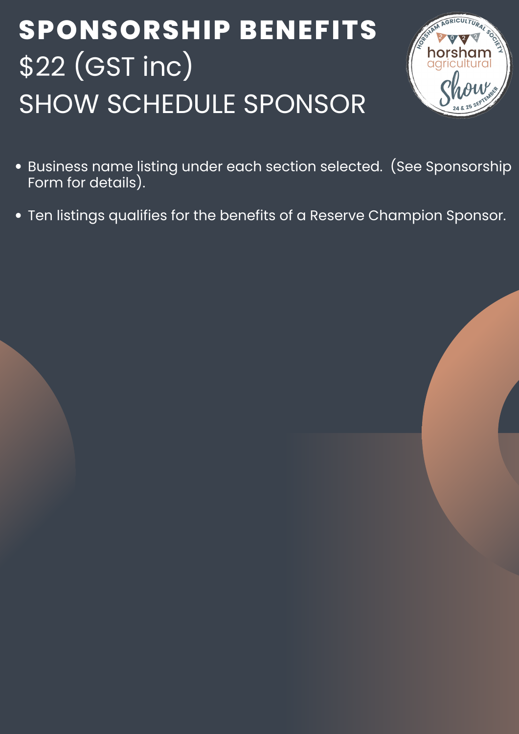# SPONSORSHIP BENEFITS

## $22 (GST inc)

## SHOW SCHEDULE SPONSOR

- Business name listing under each section selected. (See Sponsorship Form for details).
- Ten listings qualifies for the benefits of a Reserve Champion Sponsor.